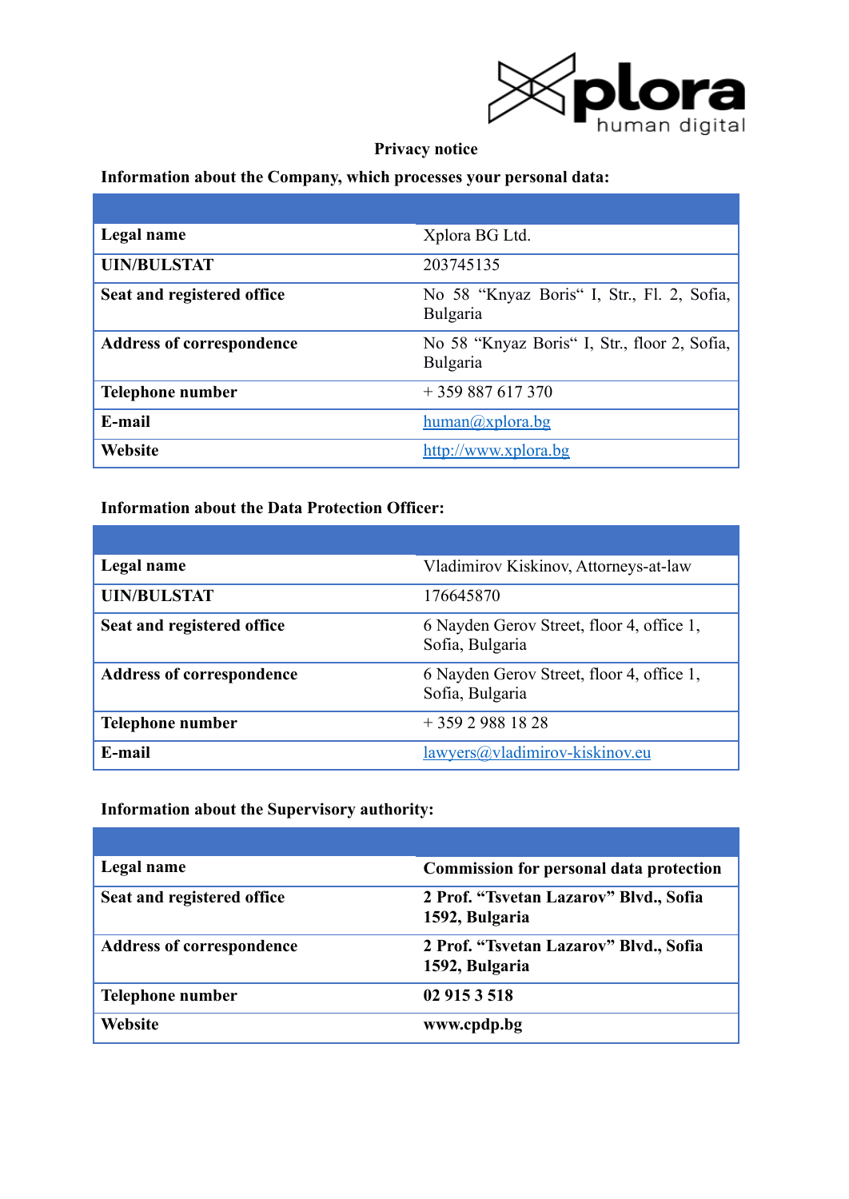# Privacy notice

**Information about the Company, which processes your personal data:**

| | |
|---|---|
| **Legal name** | Xplora BG Ltd. |
| **UIN/BULSTAT** | 203745135 |
| **Seat and registered office** | No 58 "Knyaz Boris" I, Str., Fl. 2, Sofia, Bulgaria |
| **Address of correspondence** | No 58 "Knyaz Boris" I, Str., floor 2, Sofia, Bulgaria |
| **Telephone number** | + 359 887 617 370 |
| **E-mail** | human@xplora.bg |
| **Website** | http://www.xplora.bg |

**Information about the Data Protection Officer:**

| | |
|---|---|
| **Legal name** | Vladimirov Kiskinov, Attorneys-at-law |
| **UIN/BULSTAT** | 176645870 |
| **Seat and registered office** | 6 Nayden Gerov Street, floor 4, office 1, Sofia, Bulgaria |
| **Address of correspondence** | 6 Nayden Gerov Street, floor 4, office 1, Sofia, Bulgaria |
| **Telephone number** | + 359 2 988 18 28 |
| **E-mail** | lawyers@vladimirov-kiskinov.eu |

**Information about the Supervisory authority:**

| | |
|---|---|
| **Legal name** | **Commission for personal data protection** |
| **Seat and registered office** | **2 Prof. "Tsvetan Lazarov" Blvd., Sofia 1592, Bulgaria** |
| **Address of correspondence** | **2 Prof. "Tsvetan Lazarov" Blvd., Sofia 1592, Bulgaria** |
| **Telephone number** | **02 915 3 518** |
| **Website** | **www.cpdp.bg** |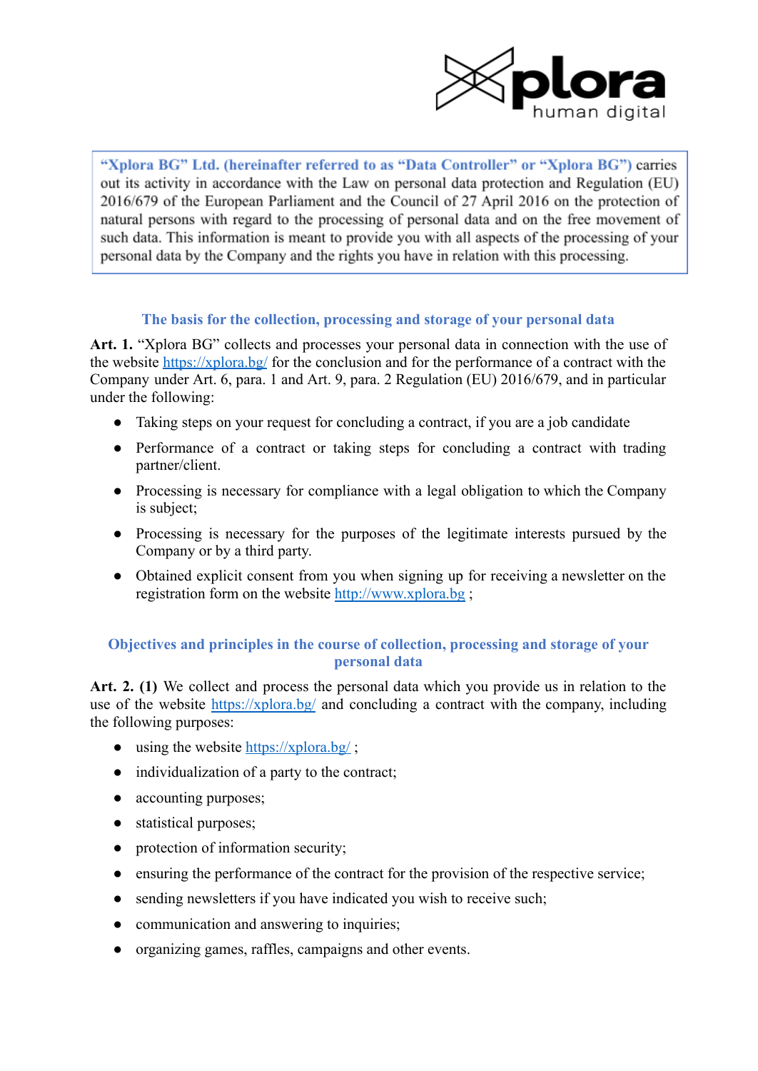**"Xplora BG" Ltd. (hereinafter referred to as "Data Controller" or "Xplora BG")** carries out its activity in accordance with the Law on personal data protection and Regulation (EU) 2016/679 of the European Parliament and the Council of 27 April 2016 on the protection of natural persons with regard to the processing of personal data and on the free movement of such data. This information is meant to provide you with all aspects of the processing of your personal data by the Company and the rights you have in relation with this processing.

## The basis for the collection, processing and storage of your personal data

**Art. 1.** "Xplora BG" collects and processes your personal data in connection with the use of the website https://xplora.bg/ for the conclusion and for the performance of a contract with the Company under Art. 6, para. 1 and Art. 9, para. 2 Regulation (EU) 2016/679, and in particular under the following:

- Taking steps on your request for concluding a contract, if you are a job candidate
- Performance of a contract or taking steps for concluding a contract with trading partner/client.
- Processing is necessary for compliance with a legal obligation to which the Company is subject;
- Processing is necessary for the purposes of the legitimate interests pursued by the Company or by a third party.
- Obtained explicit consent from you when signing up for receiving a newsletter on the registration form on the website http://www.xplora.bg ;

## Objectives and principles in the course of collection, processing and storage of your personal data

**Art. 2. (1)** We collect and process the personal data which you provide us in relation to the use of the website https://xplora.bg/ and concluding a contract with the company, including the following purposes:

- using the website https://xplora.bg/ ;
- individualization of a party to the contract;
- accounting purposes;
- statistical purposes;
- protection of information security;
- ensuring the performance of the contract for the provision of the respective service;
- sending newsletters if you have indicated you wish to receive such;
- communication and answering to inquiries;
- organizing games, raffles, campaigns and other events.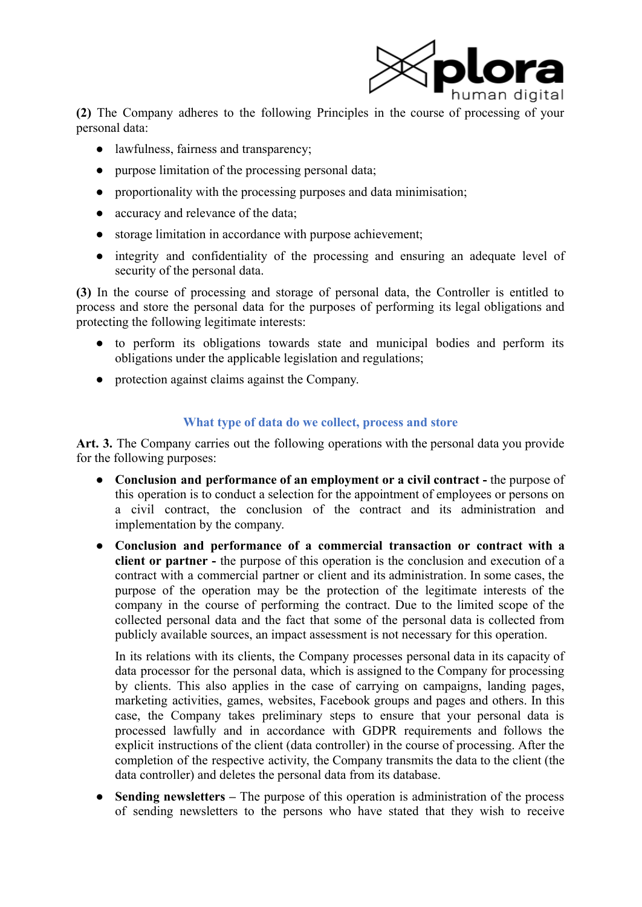**(2)** The Company adheres to the following Principles in the course of processing of your personal data:

- lawfulness, fairness and transparency;
- purpose limitation of the processing personal data;
- proportionality with the processing purposes and data minimisation;
- accuracy and relevance of the data;
- storage limitation in accordance with purpose achievement;
- integrity and confidentiality of the processing and ensuring an adequate level of security of the personal data.

**(3)** In the course of processing and storage of personal data, the Controller is entitled to process and store the personal data for the purposes of performing its legal obligations and protecting the following legitimate interests:

- to perform its obligations towards state and municipal bodies and perform its obligations under the applicable legislation and regulations;
- protection against claims against the Company.

## What type of data do we collect, process and store

**Art. 3.** The Company carries out the following operations with the personal data you provide for the following purposes:

- **Conclusion and performance of an employment or a civil contract -** the purpose of this operation is to conduct a selection for the appointment of employees or persons on a civil contract, the conclusion of the contract and its administration and implementation by the company.
- **Conclusion and performance of a commercial transaction or contract with a client or partner -** the purpose of this operation is the conclusion and execution of a contract with a commercial partner or client and its administration. In some cases, the purpose of the operation may be the protection of the legitimate interests of the company in the course of performing the contract. Due to the limited scope of the collected personal data and the fact that some of the personal data is collected from publicly available sources, an impact assessment is not necessary for this operation.

  In its relations with its clients, the Company processes personal data in its capacity of data processor for the personal data, which is assigned to the Company for processing by clients. This also applies in the case of carrying on campaigns, landing pages, marketing activities, games, websites, Facebook groups and pages and others. In this case, the Company takes preliminary steps to ensure that your personal data is processed lawfully and in accordance with GDPR requirements and follows the explicit instructions of the client (data controller) in the course of processing. After the completion of the respective activity, the Company transmits the data to the client (the data controller) and deletes the personal data from its database.
- **Sending newsletters –** The purpose of this operation is administration of the process of sending newsletters to the persons who have stated that they wish to receive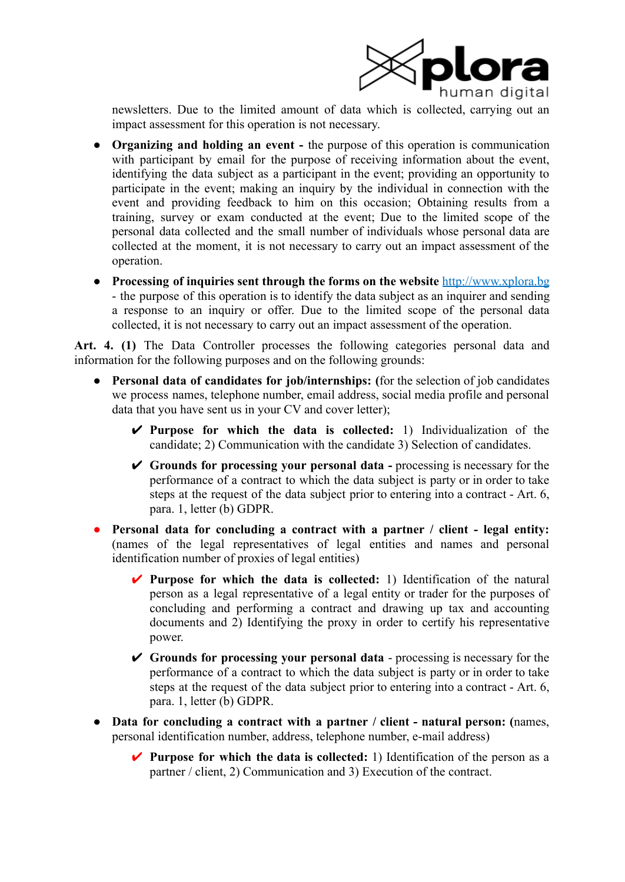newsletters. Due to the limited amount of data which is collected, carrying out an impact assessment for this operation is not necessary.

- **Organizing and holding an event -** the purpose of this operation is communication with participant by email for the purpose of receiving information about the event, identifying the data subject as a participant in the event; providing an opportunity to participate in the event; making an inquiry by the individual in connection with the event and providing feedback to him on this occasion; Obtaining results from a training, survey or exam conducted at the event; Due to the limited scope of the personal data collected and the small number of individuals whose personal data are collected at the moment, it is not necessary to carry out an impact assessment of the operation.
- **Processing of inquiries sent through the forms on the website** [http://www.xplora.bg](http://www.xplora.bg) - the purpose of this operation is to identify the data subject as an inquirer and sending a response to an inquiry or offer. Due to the limited scope of the personal data collected, it is not necessary to carry out an impact assessment of the operation.

**Art. 4. (1)** The Data Controller processes the following categories personal data and information for the following purposes and on the following grounds:

- **Personal data of candidates for job/internships: (**for the selection of job candidates we process names, telephone number, email address, social media profile and personal data that you have sent us in your CV and cover letter);
  - ✔ **Purpose for which the data is collected:** 1) Individualization of the candidate; 2) Communication with the candidate 3) Selection of candidates.
  - ✔ **Grounds for processing your personal data -** processing is necessary for the performance of a contract to which the data subject is party or in order to take steps at the request of the data subject prior to entering into a contract - Art. 6, para. 1, letter (b) GDPR.
- **Personal data for concluding a contract with a partner / client - legal entity:** (names of the legal representatives of legal entities and names and personal identification number of proxies of legal entities)
  - ✔ **Purpose for which the data is collected:** 1) Identification of the natural person as a legal representative of a legal entity or trader for the purposes of concluding and performing a contract and drawing up tax and accounting documents and 2) Identifying the proxy in order to certify his representative power.
  - ✔ **Grounds for processing your personal data** - processing is necessary for the performance of a contract to which the data subject is party or in order to take steps at the request of the data subject prior to entering into a contract - Art. 6, para. 1, letter (b) GDPR.
- **Data for concluding a contract with a partner / client - natural person: (**names, personal identification number, address, telephone number, e-mail address)
  - ✔ **Purpose for which the data is collected:** 1) Identification of the person as a partner / client, 2) Communication and 3) Execution of the contract.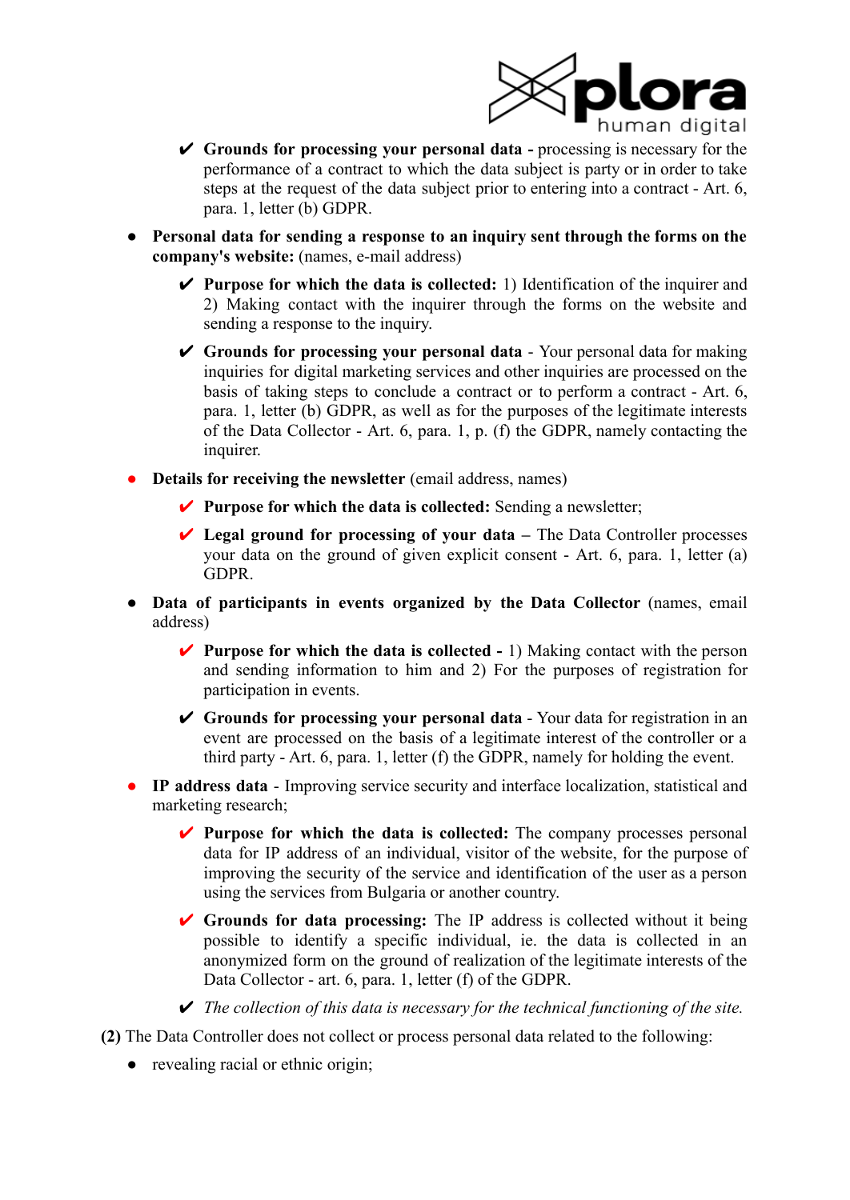- ✔ **Grounds for processing your personal data -** processing is necessary for the performance of a contract to which the data subject is party or in order to take steps at the request of the data subject prior to entering into a contract - Art. 6, para. 1, letter (b) GDPR.

- **Personal data for sending a response to an inquiry sent through the forms on the company's website:** (names, e-mail address)
  - ✔ **Purpose for which the data is collected:** 1) Identification of the inquirer and 2) Making contact with the inquirer through the forms on the website and sending a response to the inquiry.
  - ✔ **Grounds for processing your personal data** - Your personal data for making inquiries for digital marketing services and other inquiries are processed on the basis of taking steps to conclude a contract or to perform a contract - Art. 6, para. 1, letter (b) GDPR, as well as for the purposes of the legitimate interests of the Data Collector - Art. 6, para. 1, p. (f) the GDPR, namely contacting the inquirer.

- **Details for receiving the newsletter** (email address, names)
  - ✔ **Purpose for which the data is collected:** Sending a newsletter;
  - ✔ **Legal ground for processing of your data** – The Data Controller processes your data on the ground of given explicit consent - Art. 6, para. 1, letter (a) GDPR.

- **Data of participants in events organized by the Data Collector** (names, email address)
  - ✔ **Purpose for which the data is collected -** 1) Making contact with the person and sending information to him and 2) For the purposes of registration for participation in events.
  - ✔ **Grounds for processing your personal data** - Your data for registration in an event are processed on the basis of a legitimate interest of the controller or a third party - Art. 6, para. 1, letter (f) the GDPR, namely for holding the event.

- **IP address data** - Improving service security and interface localization, statistical and marketing research;
  - ✔ **Purpose for which the data is collected:** The company processes personal data for IP address of an individual, visitor of the website, for the purpose of improving the security of the service and identification of the user as a person using the services from Bulgaria or another country.
  - ✔ **Grounds for data processing:** The IP address is collected without it being possible to identify a specific individual, ie. the data is collected in an anonymized form on the ground of realization of the legitimate interests of the Data Collector - art. 6, para. 1, letter (f) of the GDPR.
  - ✔ *The collection of this data is necessary for the technical functioning of the site.*

**(2)** The Data Controller does not collect or process personal data related to the following:

- revealing racial or ethnic origin;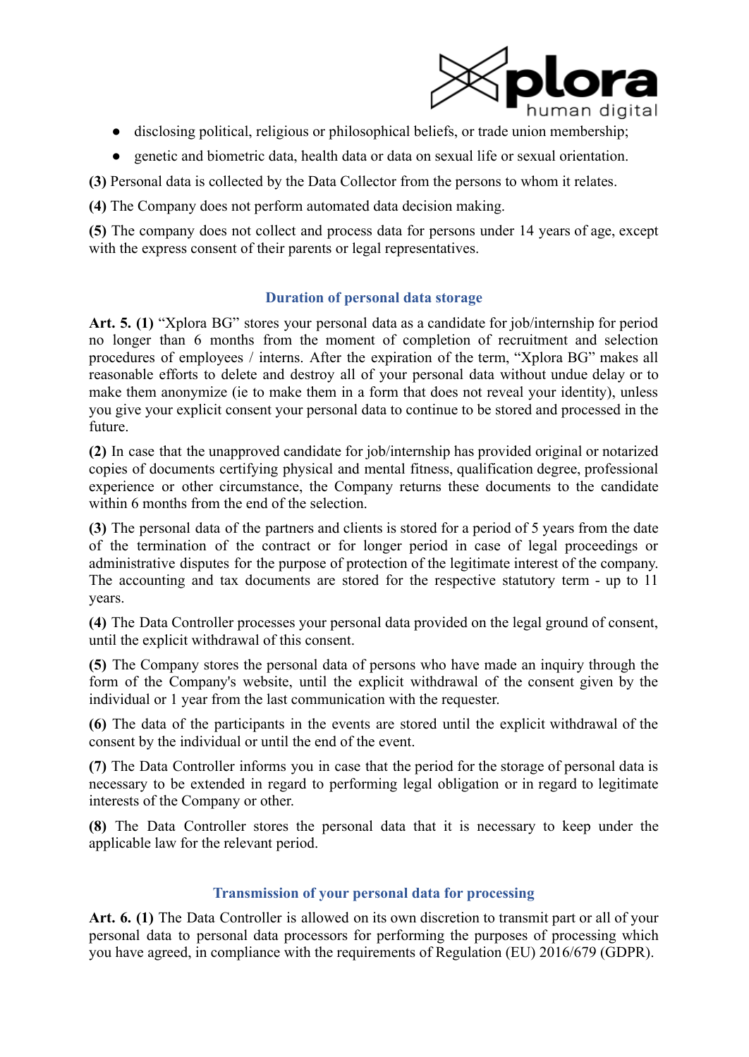- disclosing political, religious or philosophical beliefs, or trade union membership;
- genetic and biometric data, health data or data on sexual life or sexual orientation.

**(3)** Personal data is collected by the Data Collector from the persons to whom it relates.

**(4)** The Company does not perform automated data decision making.

**(5)** The company does not collect and process data for persons under 14 years of age, except with the express consent of their parents or legal representatives.

## Duration of personal data storage

**Art. 5. (1)** "Xplora BG" stores your personal data as a candidate for job/internship for period no longer than 6 months from the moment of completion of recruitment and selection procedures of employees / interns. After the expiration of the term, "Xplora BG" makes all reasonable efforts to delete and destroy all of your personal data without undue delay or to make them anonymize (ie to make them in a form that does not reveal your identity), unless you give your explicit consent your personal data to continue to be stored and processed in the future.

**(2)** In case that the unapproved candidate for job/internship has provided original or notarized copies of documents certifying physical and mental fitness, qualification degree, professional experience or other circumstance, the Company returns these documents to the candidate within 6 months from the end of the selection.

**(3)** The personal data of the partners and clients is stored for a period of 5 years from the date of the termination of the contract or for longer period in case of legal proceedings or administrative disputes for the purpose of protection of the legitimate interest of the company. The accounting and tax documents are stored for the respective statutory term - up to 11 years.

**(4)** The Data Controller processes your personal data provided on the legal ground of consent, until the explicit withdrawal of this consent.

**(5)** The Company stores the personal data of persons who have made an inquiry through the form of the Company's website, until the explicit withdrawal of the consent given by the individual or 1 year from the last communication with the requester.

**(6)** The data of the participants in the events are stored until the explicit withdrawal of the consent by the individual or until the end of the event.

**(7)** The Data Controller informs you in case that the period for the storage of personal data is necessary to be extended in regard to performing legal obligation or in regard to legitimate interests of the Company or other.

**(8)** The Data Controller stores the personal data that it is necessary to keep under the applicable law for the relevant period.

## Transmission of your personal data for processing

**Art. 6. (1)** The Data Controller is allowed on its own discretion to transmit part or all of your personal data to personal data processors for performing the purposes of processing which you have agreed, in compliance with the requirements of Regulation (EU) 2016/679 (GDPR).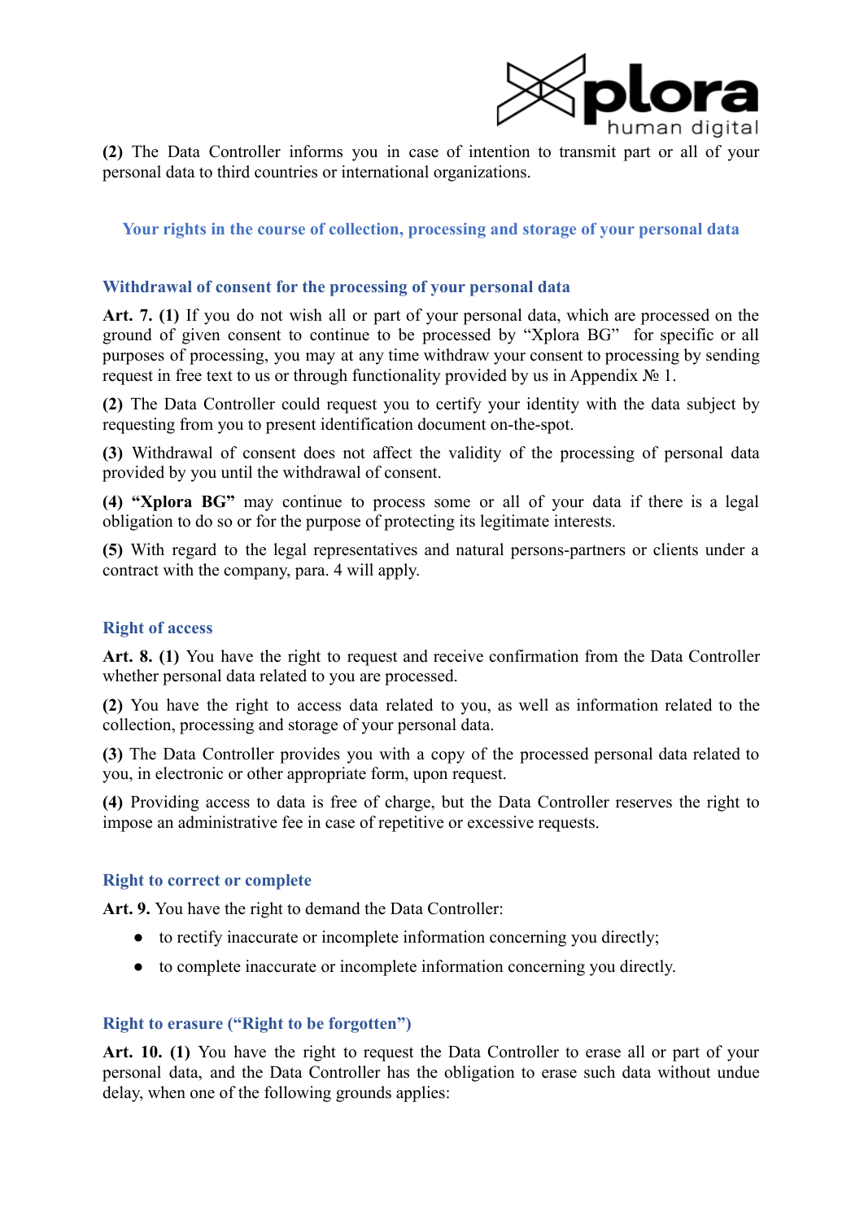**(2)** The Data Controller informs you in case of intention to transmit part or all of your personal data to third countries or international organizations.

## Your rights in the course of collection, processing and storage of your personal data

### Withdrawal of consent for the processing of your personal data

**Art. 7. (1)** If you do not wish all or part of your personal data, which are processed on the ground of given consent to continue to be processed by "Xplora BG" for specific or all purposes of processing, you may at any time withdraw your consent to processing by sending request in free text to us or through functionality provided by us in Appendix № 1.

**(2)** The Data Controller could request you to certify your identity with the data subject by requesting from you to present identification document on-the-spot.

**(3)** Withdrawal of consent does not affect the validity of the processing of personal data provided by you until the withdrawal of consent.

**(4) "Xplora BG"** may continue to process some or all of your data if there is a legal obligation to do so or for the purpose of protecting its legitimate interests.

**(5)** With regard to the legal representatives and natural persons-partners or clients under a contract with the company, para. 4 will apply.

### Right of access

**Art. 8. (1)** You have the right to request and receive confirmation from the Data Controller whether personal data related to you are processed.

**(2)** You have the right to access data related to you, as well as information related to the collection, processing and storage of your personal data.

**(3)** The Data Controller provides you with a copy of the processed personal data related to you, in electronic or other appropriate form, upon request.

**(4)** Providing access to data is free of charge, but the Data Controller reserves the right to impose an administrative fee in case of repetitive or excessive requests.

### Right to correct or complete

**Art. 9.** You have the right to demand the Data Controller:

- to rectify inaccurate or incomplete information concerning you directly;
- to complete inaccurate or incomplete information concerning you directly.

### Right to erasure ("Right to be forgotten")

**Art. 10. (1)** You have the right to request the Data Controller to erase all or part of your personal data, and the Data Controller has the obligation to erase such data without undue delay, when one of the following grounds applies: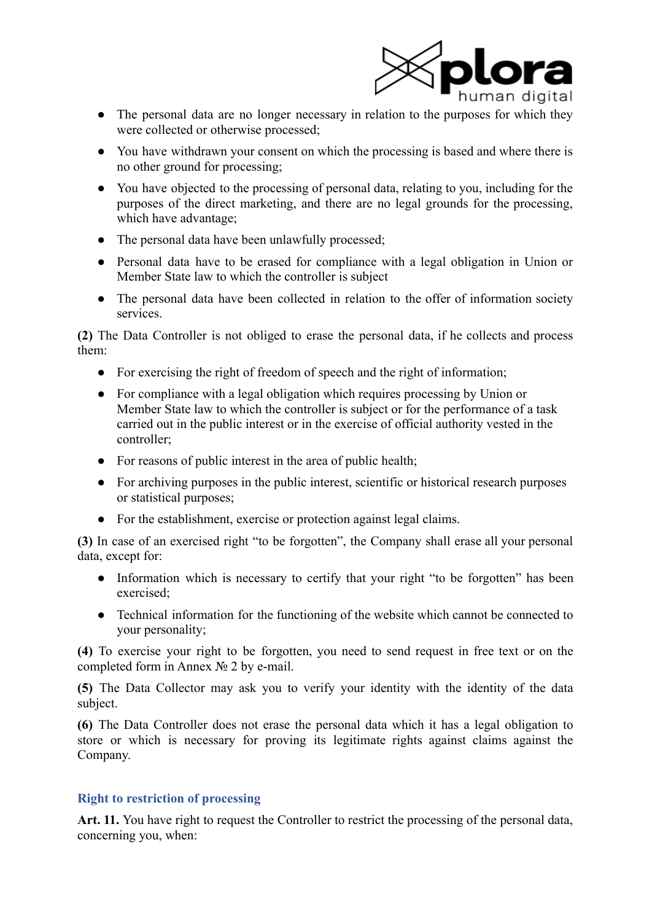- The personal data are no longer necessary in relation to the purposes for which they were collected or otherwise processed;
- You have withdrawn your consent on which the processing is based and where there is no other ground for processing;
- You have objected to the processing of personal data, relating to you, including for the purposes of the direct marketing, and there are no legal grounds for the processing, which have advantage;
- The personal data have been unlawfully processed;
- Personal data have to be erased for compliance with a legal obligation in Union or Member State law to which the controller is subject
- The personal data have been collected in relation to the offer of information society services.

**(2)** The Data Controller is not obliged to erase the personal data, if he collects and process them:

- For exercising the right of freedom of speech and the right of information;
- For compliance with a legal obligation which requires processing by Union or Member State law to which the controller is subject or for the performance of a task carried out in the public interest or in the exercise of official authority vested in the controller;
- For reasons of public interest in the area of public health;
- For archiving purposes in the public interest, scientific or historical research purposes or statistical purposes;
- For the establishment, exercise or protection against legal claims.

**(3)** In case of an exercised right "to be forgotten", the Company shall erase all your personal data, except for:

- Information which is necessary to certify that your right "to be forgotten" has been exercised;
- Technical information for the functioning of the website which cannot be connected to your personality;

**(4)** To exercise your right to be forgotten, you need to send request in free text or on the completed form in Annex № 2 by e-mail.

**(5)** The Data Collector may ask you to verify your identity with the identity of the data subject.

**(6)** The Data Controller does not erase the personal data which it has a legal obligation to store or which is necessary for proving its legitimate rights against claims against the Company.

### Right to restriction of processing

**Art. 11.** You have right to request the Controller to restrict the processing of the personal data, concerning you, when: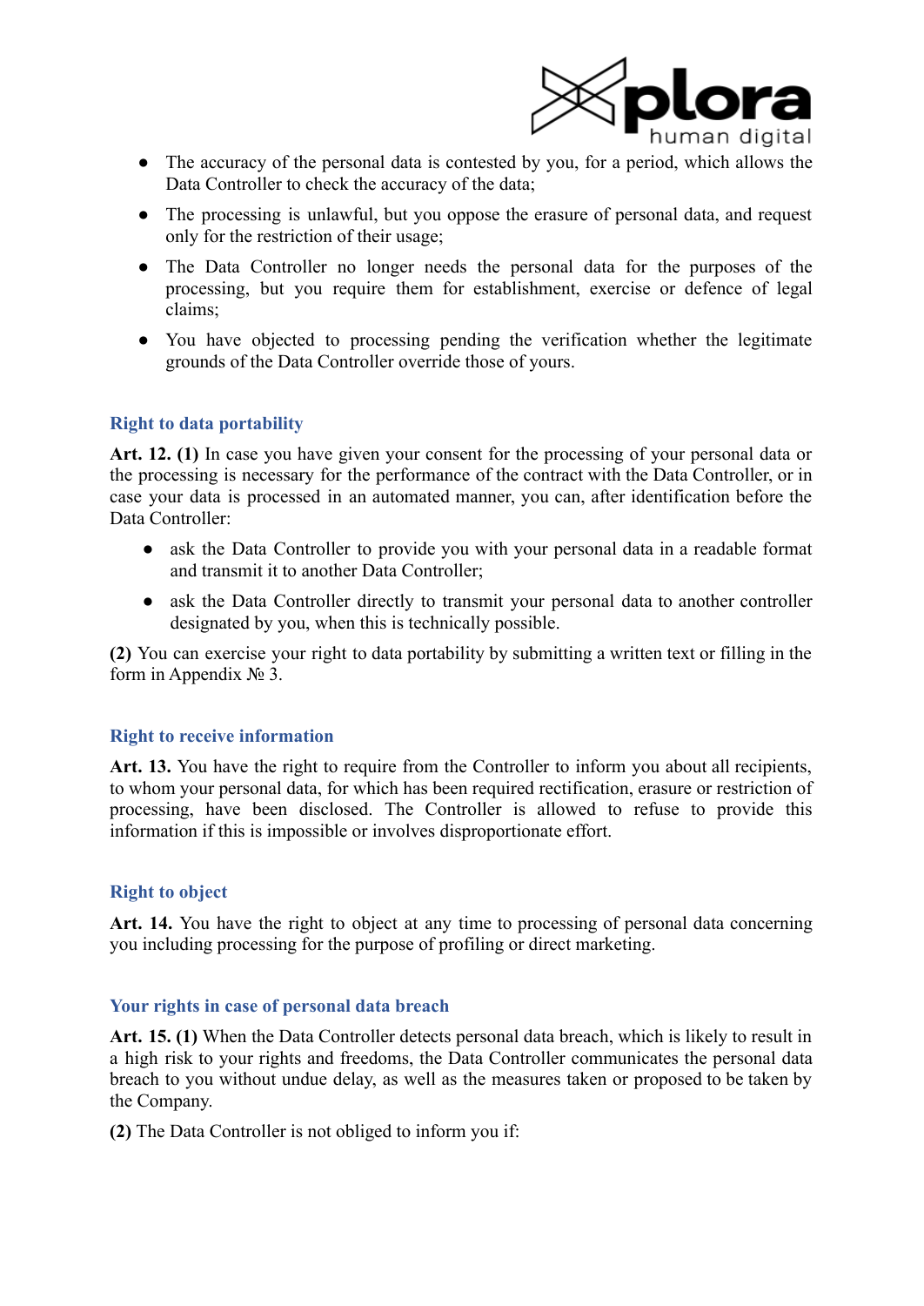- The accuracy of the personal data is contested by you, for a period, which allows the Data Controller to check the accuracy of the data;
- The processing is unlawful, but you oppose the erasure of personal data, and request only for the restriction of their usage;
- The Data Controller no longer needs the personal data for the purposes of the processing, but you require them for establishment, exercise or defence of legal claims;
- You have objected to processing pending the verification whether the legitimate grounds of the Data Controller override those of yours.

### Right to data portability

**Art. 12. (1)** In case you have given your consent for the processing of your personal data or the processing is necessary for the performance of the contract with the Data Controller, or in case your data is processed in an automated manner, you can, after identification before the Data Controller:

- ask the Data Controller to provide you with your personal data in a readable format and transmit it to another Data Controller;
- ask the Data Controller directly to transmit your personal data to another controller designated by you, when this is technically possible.

**(2)** You can exercise your right to data portability by submitting a written text or filling in the form in Appendix № 3.

### Right to receive information

**Art. 13.** You have the right to require from the Controller to inform you about all recipients, to whom your personal data, for which has been required rectification, erasure or restriction of processing, have been disclosed. The Controller is allowed to refuse to provide this information if this is impossible or involves disproportionate effort.

### Right to object

**Art. 14.** You have the right to object at any time to processing of personal data concerning you including processing for the purpose of profiling or direct marketing.

### Your rights in case of personal data breach

**Art. 15. (1)** When the Data Controller detects personal data breach, which is likely to result in a high risk to your rights and freedoms, the Data Controller communicates the personal data breach to you without undue delay, as well as the measures taken or proposed to be taken by the Company.

**(2)** The Data Controller is not obliged to inform you if: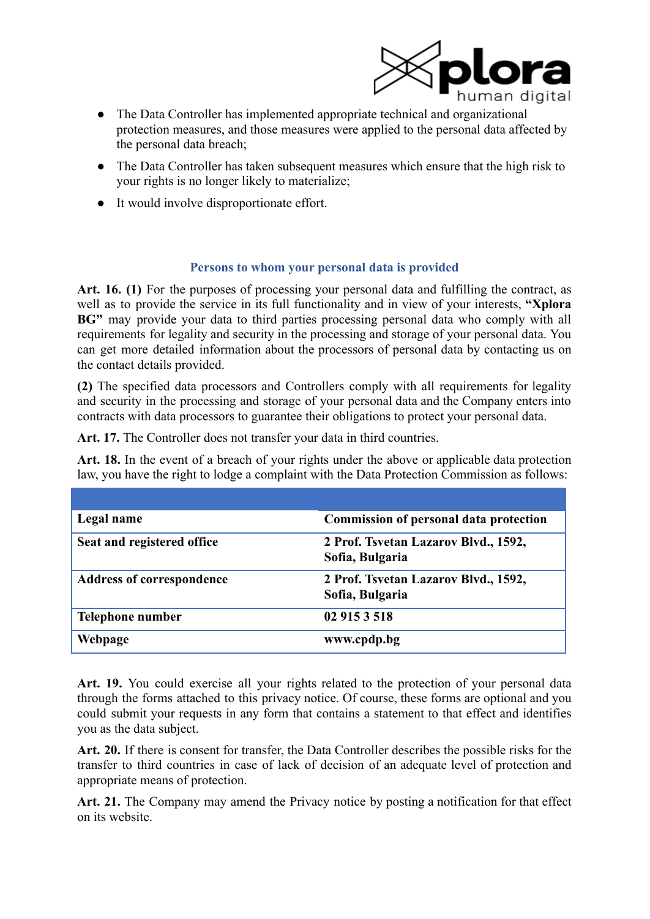- The Data Controller has implemented appropriate technical and organizational protection measures, and those measures were applied to the personal data affected by the personal data breach;
- The Data Controller has taken subsequent measures which ensure that the high risk to your rights is no longer likely to materialize;
- It would involve disproportionate effort.

## Persons to whom your personal data is provided

**Art. 16. (1)** For the purposes of processing your personal data and fulfilling the contract, as well as to provide the service in its full functionality and in view of your interests, **"Xplora BG"** may provide your data to third parties processing personal data who comply with all requirements for legality and security in the processing and storage of your personal data. You can get more detailed information about the processors of personal data by contacting us on the contact details provided.

**(2)** The specified data processors and Controllers comply with all requirements for legality and security in the processing and storage of your personal data and the Company enters into contracts with data processors to guarantee their obligations to protect your personal data.

**Art. 17.** The Controller does not transfer your data in third countries.

**Art. 18.** In the event of a breach of your rights under the above or applicable data protection law, you have the right to lodge a complaint with the Data Protection Commission as follows:

| | |
|---|---|
| **Legal name** | **Commission of personal data protection** |
| **Seat and registered office** | **2 Prof. Tsvetan Lazarov Blvd., 1592, Sofia, Bulgaria** |
| **Address of correspondence** | **2 Prof. Tsvetan Lazarov Blvd., 1592, Sofia, Bulgaria** |
| **Telephone number** | **02 915 3 518** |
| **Webpage** | **www.cpdp.bg** |

**Art. 19.** You could exercise all your rights related to the protection of your personal data through the forms attached to this privacy notice. Of course, these forms are optional and you could submit your requests in any form that contains a statement to that effect and identifies you as the data subject.

**Art. 20.** If there is consent for transfer, the Data Controller describes the possible risks for the transfer to third countries in case of lack of decision of an adequate level of protection and appropriate means of protection.

**Art. 21.** The Company may amend the Privacy notice by posting a notification for that effect on its website.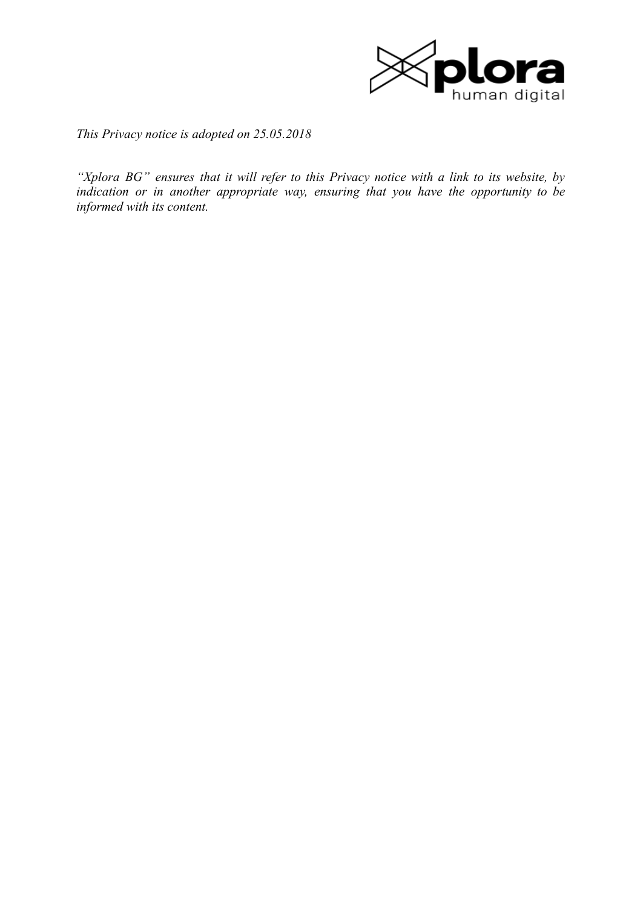*This Privacy notice is adopted on 25.05.2018*

*"Xplora BG" ensures that it will refer to this Privacy notice with a link to its website, by indication or in another appropriate way, ensuring that you have the opportunity to be informed with its content.*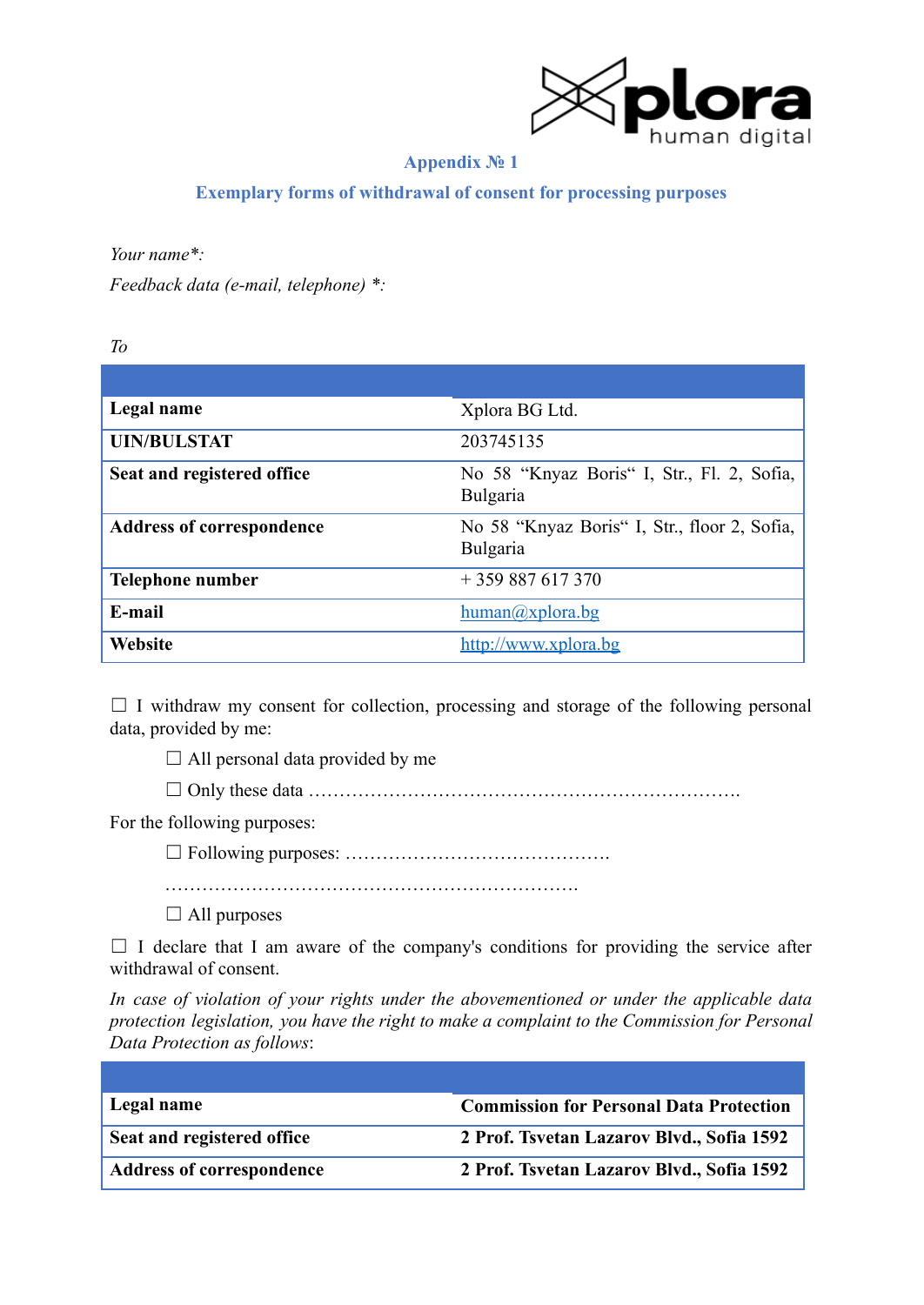## Appendix № 1

## Exemplary forms of withdrawal of consent for processing purposes

*Your name*:*

*Feedback data (e-mail, telephone) *:*

*To*

| | |
|---|---|
| **Legal name** | Xplora BG Ltd. |
| **UIN/BULSTAT** | 203745135 |
| **Seat and registered office** | No 58 “Knyaz Boris“ I, Str., Fl. 2, Sofia, Bulgaria |
| **Address of correspondence** | No 58 “Knyaz Boris“ I, Str., floor 2, Sofia, Bulgaria |
| **Telephone number** | + 359 887 617 370 |
| **E-mail** | human@xplora.bg |
| **Website** | http://www.xplora.bg |

☐ I withdraw my consent for collection, processing and storage of the following personal data, provided by me:

☐ All personal data provided by me

☐ Only these data …………………………………………………………….

For the following purposes:

☐ Following purposes: …………………………………….

…………………………………………………………….

☐ All purposes

☐ I declare that I am aware of the company's conditions for providing the service after withdrawal of consent.

*In case of violation of your rights under the abovementioned or under the applicable data protection legislation, you have the right to make a complaint to the Commission for Personal Data Protection as follows*:

| | |
|---|---|
| **Legal name** | **Commission for Personal Data Protection** |
| **Seat and registered office** | **2 Prof. Tsvetan Lazarov Blvd., Sofia 1592** |
| **Address of correspondence** | **2 Prof. Tsvetan Lazarov Blvd., Sofia 1592** |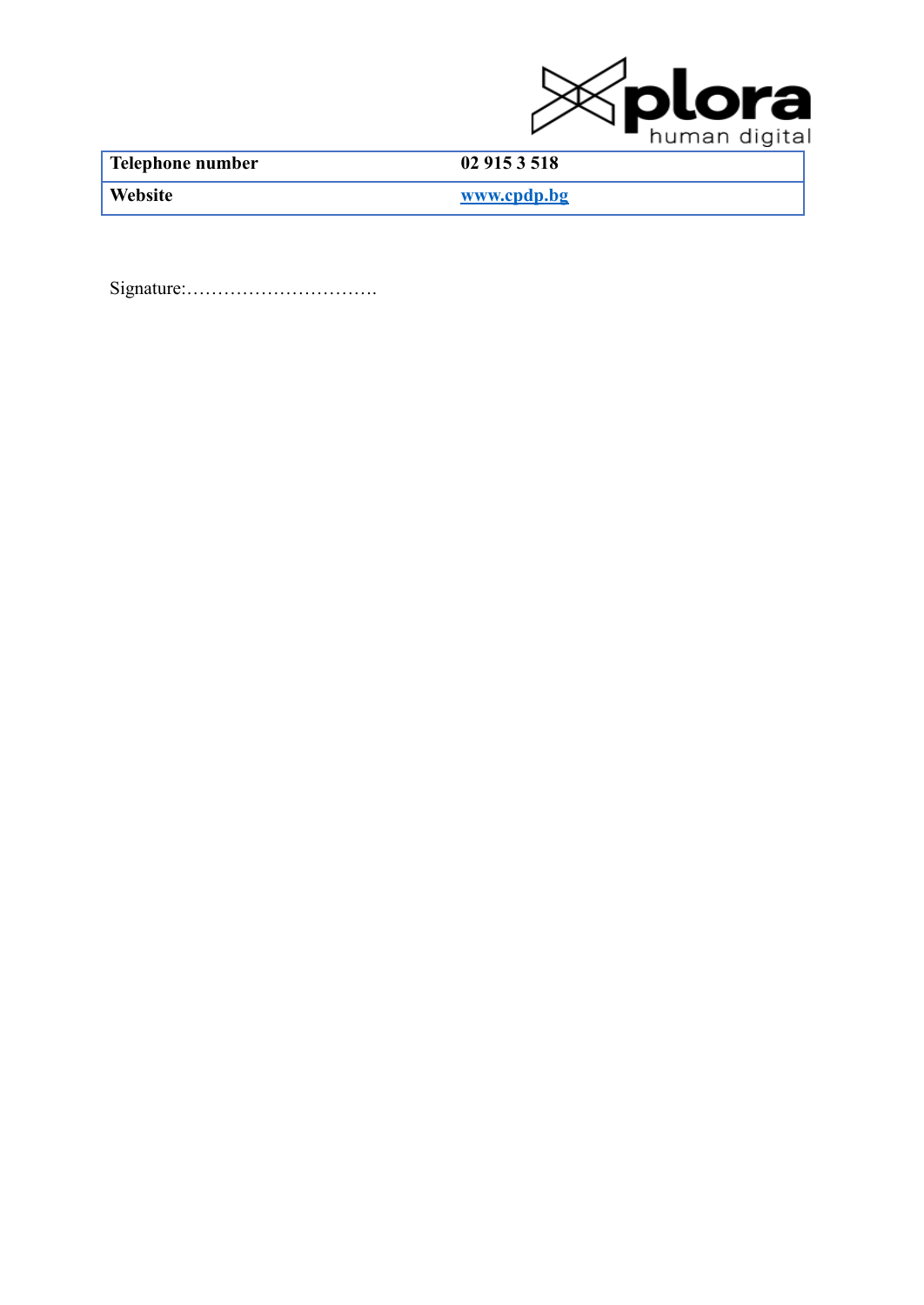| **Telephone number** | **02 915 3 518** |
|---|---|
| **Website** | **www.cpdp.bg** |

Signature:………………………….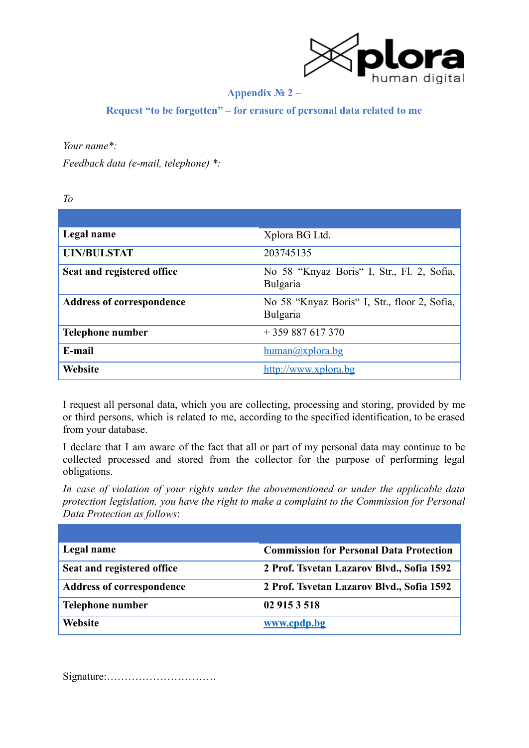## Appendix № 2 –

## Request “to be forgotten” – for erasure of personal data related to me

*Your name*\*:*

*Feedback data (e-mail, telephone) \*:*

*To*

| | |
|---|---|
| **Legal name** | Xplora BG Ltd. |
| **UIN/BULSTAT** | 203745135 |
| **Seat and registered office** | No 58 “Knyaz Boris“ I, Str., Fl. 2, Sofia, Bulgaria |
| **Address of correspondence** | No 58 “Knyaz Boris“ I, Str., floor 2, Sofia, Bulgaria |
| **Telephone number** | + 359 887 617 370 |
| **E-mail** | human@xplora.bg |
| **Website** | http://www.xplora.bg |

I request all personal data, which you are collecting, processing and storing, provided by me or third persons, which is related to me, according to the specified identification, to be erased from your database.

I declare that I am aware of the fact that all or part of my personal data may continue to be collected processed and stored from the collector for the purpose of performing legal obligations.

*In case of violation of your rights under the abovementioned or under the applicable data protection legislation, you have the right to make a complaint to the Commission for Personal Data Protection as follows*:

| | |
|---|---|
| **Legal name** | **Commission for Personal Data Protection** |
| **Seat and registered office** | **2 Prof. Tsvetan Lazarov Blvd., Sofia 1592** |
| **Address of correspondence** | **2 Prof. Tsvetan Lazarov Blvd., Sofia 1592** |
| **Telephone number** | **02 915 3 518** |
| **Website** | **www.cpdp.bg** |

Signature:………………………….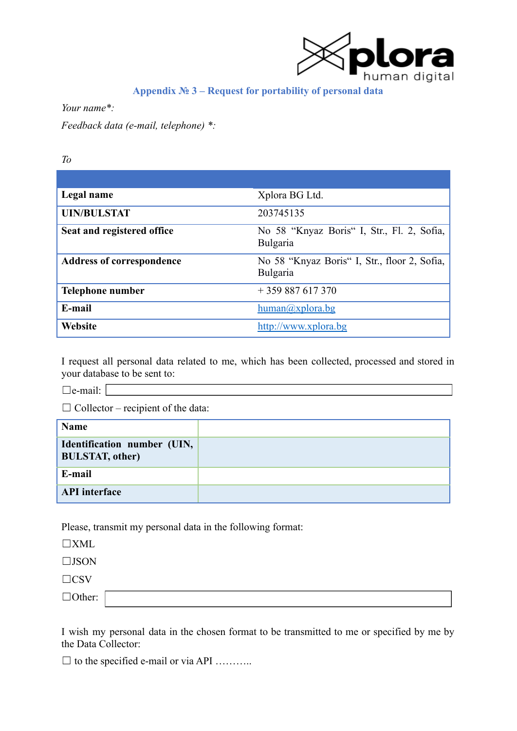## Appendix № 3 – Request for portability of personal data

*Your name\*:*

*Feedback data (e-mail, telephone) \*:*

*To*

| | |
|---|---|
| **Legal name** | Xplora BG Ltd. |
| **UIN/BULSTAT** | 203745135 |
| **Seat and registered office** | No 58 "Knyaz Boris" I, Str., Fl. 2, Sofia, Bulgaria |
| **Address of correspondence** | No 58 "Knyaz Boris" I, Str., floor 2, Sofia, Bulgaria |
| **Telephone number** | + 359 887 617 370 |
| **E-mail** | human@xplora.bg |
| **Website** | http://www.xplora.bg |

I request all personal data related to me, which has been collected, processed and stored in your database to be sent to:

☐e-mail:

☐ Collector – recipient of the data:

| | |
|---|---|
| **Name** | |
| **Identification number (UIN, BULSTAT, other)** | |
| **E-mail** | |
| **API interface** | |

Please, transmit my personal data in the following format:

☐XML

☐JSON

☐CSV

☐Other:

I wish my personal data in the chosen format to be transmitted to me or specified by me by the Data Collector:

☐ to the specified e-mail or via API ………..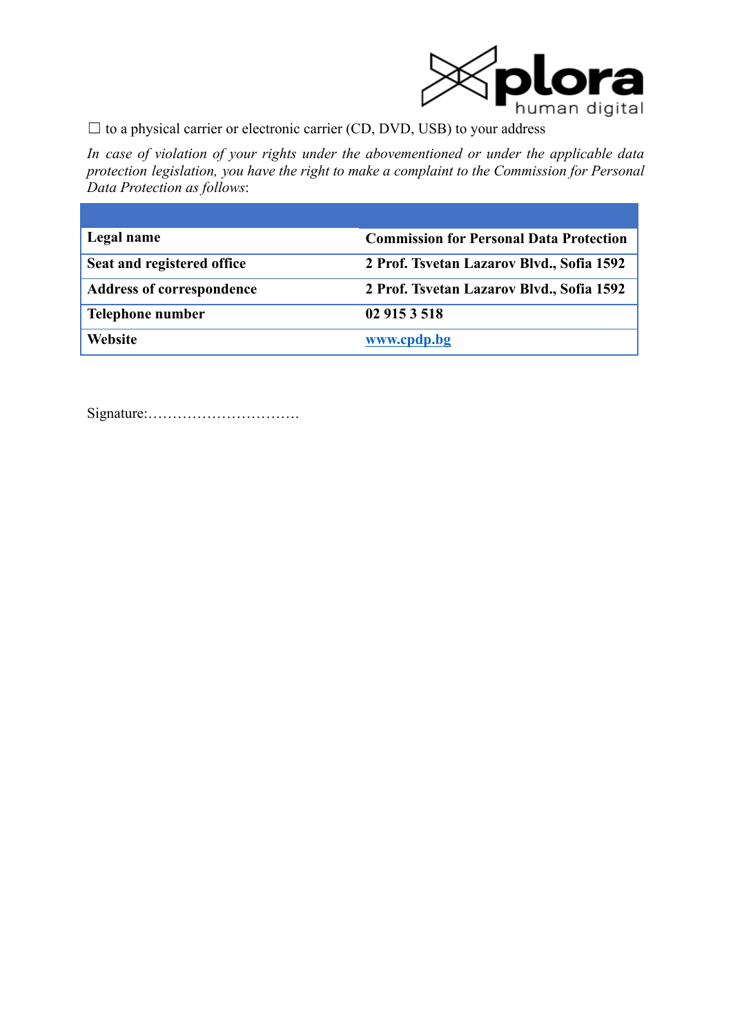☐ to a physical carrier or electronic carrier (CD, DVD, USB) to your address

*In case of violation of your rights under the abovementioned or under the applicable data protection legislation, you have the right to make a complaint to the Commission for Personal Data Protection as follows*:

| | |
|---|---|
| **Legal name** | **Commission for Personal Data Protection** |
| **Seat and registered office** | **2 Prof. Tsvetan Lazarov Blvd., Sofia 1592** |
| **Address of correspondence** | **2 Prof. Tsvetan Lazarov Blvd., Sofia 1592** |
| **Telephone number** | **02 915 3 518** |
| **Website** | **www.cpdp.bg** |

Signature:………………………….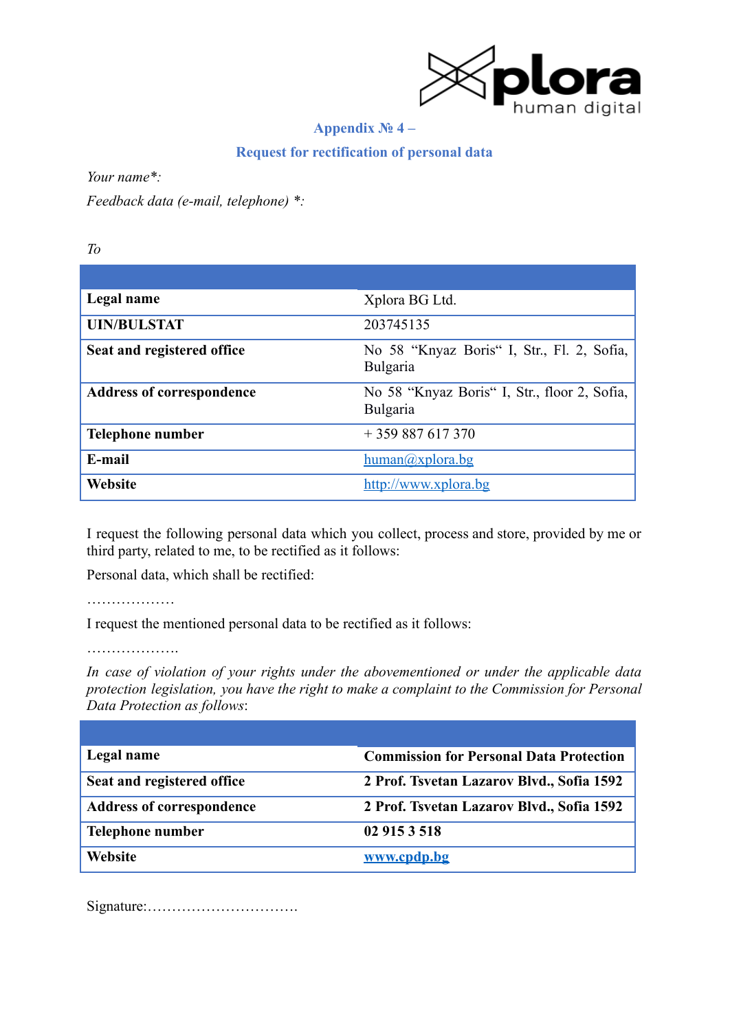**Appendix № 4 –**

**Request for rectification of personal data**

*Your name\*:*

*Feedback data (e-mail, telephone) \*:*

*To*

| | |
|---|---|
| **Legal name** | Xplora BG Ltd. |
| **UIN/BULSTAT** | 203745135 |
| **Seat and registered office** | No 58 “Knyaz Boris“ I, Str., Fl. 2, Sofia, Bulgaria |
| **Address of correspondence** | No 58 “Knyaz Boris“ I, Str., floor 2, Sofia, Bulgaria |
| **Telephone number** | + 359 887 617 370 |
| **E-mail** | human@xplora.bg |
| **Website** | http://www.xplora.bg |

I request the following personal data which you collect, process and store, provided by me or third party, related to me, to be rectified as it follows:

Personal data, which shall be rectified:

………………

I request the mentioned personal data to be rectified as it follows:

……………….

*In case of violation of your rights under the abovementioned or under the applicable data protection legislation, you have the right to make a complaint to the Commission for Personal Data Protection as follows*:

| | |
|---|---|
| **Legal name** | **Commission for Personal Data Protection** |
| **Seat and registered office** | **2 Prof. Tsvetan Lazarov Blvd., Sofia 1592** |
| **Address of correspondence** | **2 Prof. Tsvetan Lazarov Blvd., Sofia 1592** |
| **Telephone number** | **02 915 3 518** |
| **Website** | **www.cpdp.bg** |

Signature:………………………….